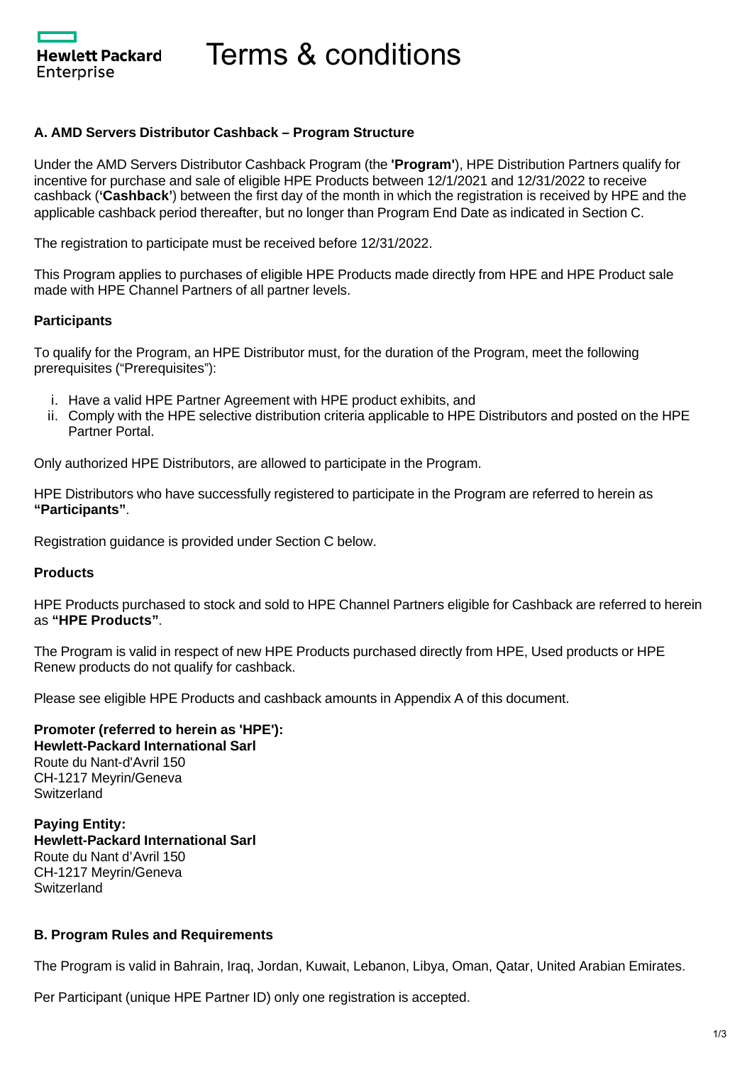# Terms & conditions

Hewlett Packard Enterprise

### A. AMD Servers Distributor Cashback – Program Structure

Under the AMD Servers Distributor Cashback Program (the **'Program'**), HPE Distribution Partners qualify for incentive for purchase and sale of eligible HPE Products between 12/1/2021 and 12/31/2022 to receive cashback (**'Cashback'**) between the first day of the month in which the registration is received by HPE and the applicable cashback period thereafter, but no longer than Program End Date as indicated in Section C.

The registration to participate must be received before 12/31/2022.

This Program applies to purchases of eligible HPE Products made directly from HPE and HPE Product sale made with HPE Channel Partners of all partner levels.

#### Participants

To qualify for the Program, an HPE Distributor must, for the duration of the Program, meet the following prerequisites ("Prerequisites"):

i. Have a valid HPE Partner Agreement with HPE product exhibits, and
ii. Comply with the HPE selective distribution criteria applicable to HPE Distributors and posted on the HPE Partner Portal.

Only authorized HPE Distributors, are allowed to participate in the Program.

HPE Distributors who have successfully registered to participate in the Program are referred to herein as **"Participants"**.

Registration guidance is provided under Section C below.

#### Products

HPE Products purchased to stock and sold to HPE Channel Partners eligible for Cashback are referred to herein as **"HPE Products"**.

The Program is valid in respect of new HPE Products purchased directly from HPE, Used products or HPE Renew products do not qualify for cashback.

Please see eligible HPE Products and cashback amounts in Appendix A of this document.

**Promoter (referred to herein as 'HPE'):**
**Hewlett-Packard International Sarl**
Route du Nant-d'Avril 150
CH-1217 Meyrin/Geneva
Switzerland

**Paying Entity:**
**Hewlett-Packard International Sarl**
Route du Nant d'Avril 150
CH-1217 Meyrin/Geneva
Switzerland

### B. Program Rules and Requirements

The Program is valid in Bahrain, Iraq, Jordan, Kuwait, Lebanon, Libya, Oman, Qatar, United Arabian Emirates.

Per Participant (unique HPE Partner ID) only one registration is accepted.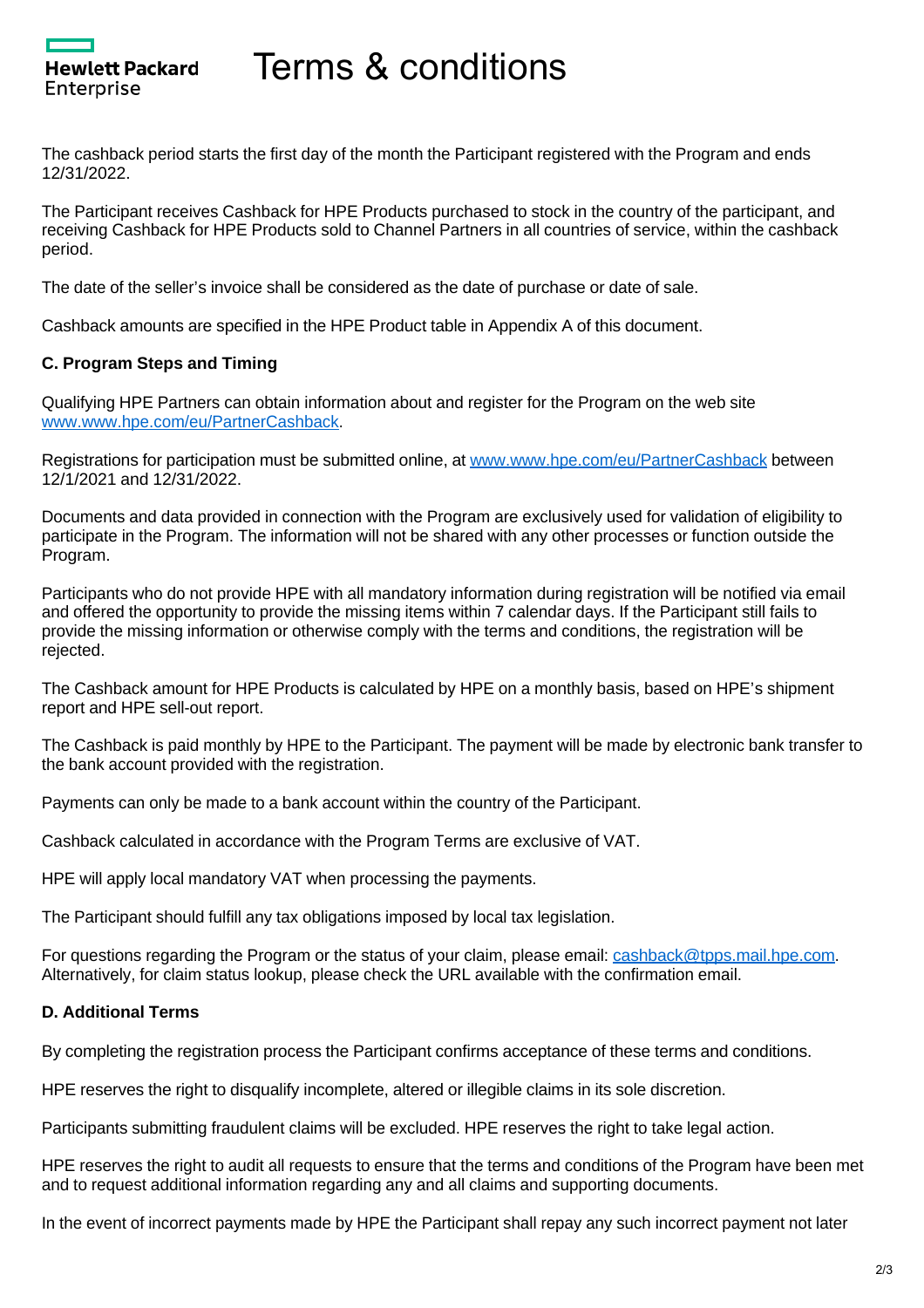The cashback period starts the first day of the month the Participant registered with the Program and ends 12/31/2022.

The Participant receives Cashback for HPE Products purchased to stock in the country of the participant, and receiving Cashback for HPE Products sold to Channel Partners in all countries of service, within the cashback period.

The date of the seller's invoice shall be considered as the date of purchase or date of sale.

Cashback amounts are specified in the HPE Product table in Appendix A of this document.

**C. Program Steps and Timing**

Qualifying HPE Partners can obtain information about and register for the Program on the web site www.www.hpe.com/eu/PartnerCashback.

Registrations for participation must be submitted online, at www.www.hpe.com/eu/PartnerCashback between 12/1/2021 and 12/31/2022.

Documents and data provided in connection with the Program are exclusively used for validation of eligibility to participate in the Program. The information will not be shared with any other processes or function outside the Program.

Participants who do not provide HPE with all mandatory information during registration will be notified via email and offered the opportunity to provide the missing items within 7 calendar days. If the Participant still fails to provide the missing information or otherwise comply with the terms and conditions, the registration will be rejected.

The Cashback amount for HPE Products is calculated by HPE on a monthly basis, based on HPE's shipment report and HPE sell-out report.

The Cashback is paid monthly by HPE to the Participant. The payment will be made by electronic bank transfer to the bank account provided with the registration.

Payments can only be made to a bank account within the country of the Participant.

Cashback calculated in accordance with the Program Terms are exclusive of VAT.

HPE will apply local mandatory VAT when processing the payments.

The Participant should fulfill any tax obligations imposed by local tax legislation.

For questions regarding the Program or the status of your claim, please email: cashback@tpps.mail.hpe.com. Alternatively, for claim status lookup, please check the URL available with the confirmation email.

**D. Additional Terms**

By completing the registration process the Participant confirms acceptance of these terms and conditions.

HPE reserves the right to disqualify incomplete, altered or illegible claims in its sole discretion.

Participants submitting fraudulent claims will be excluded. HPE reserves the right to take legal action.

HPE reserves the right to audit all requests to ensure that the terms and conditions of the Program have been met and to request additional information regarding any and all claims and supporting documents.

In the event of incorrect payments made by HPE the Participant shall repay any such incorrect payment not later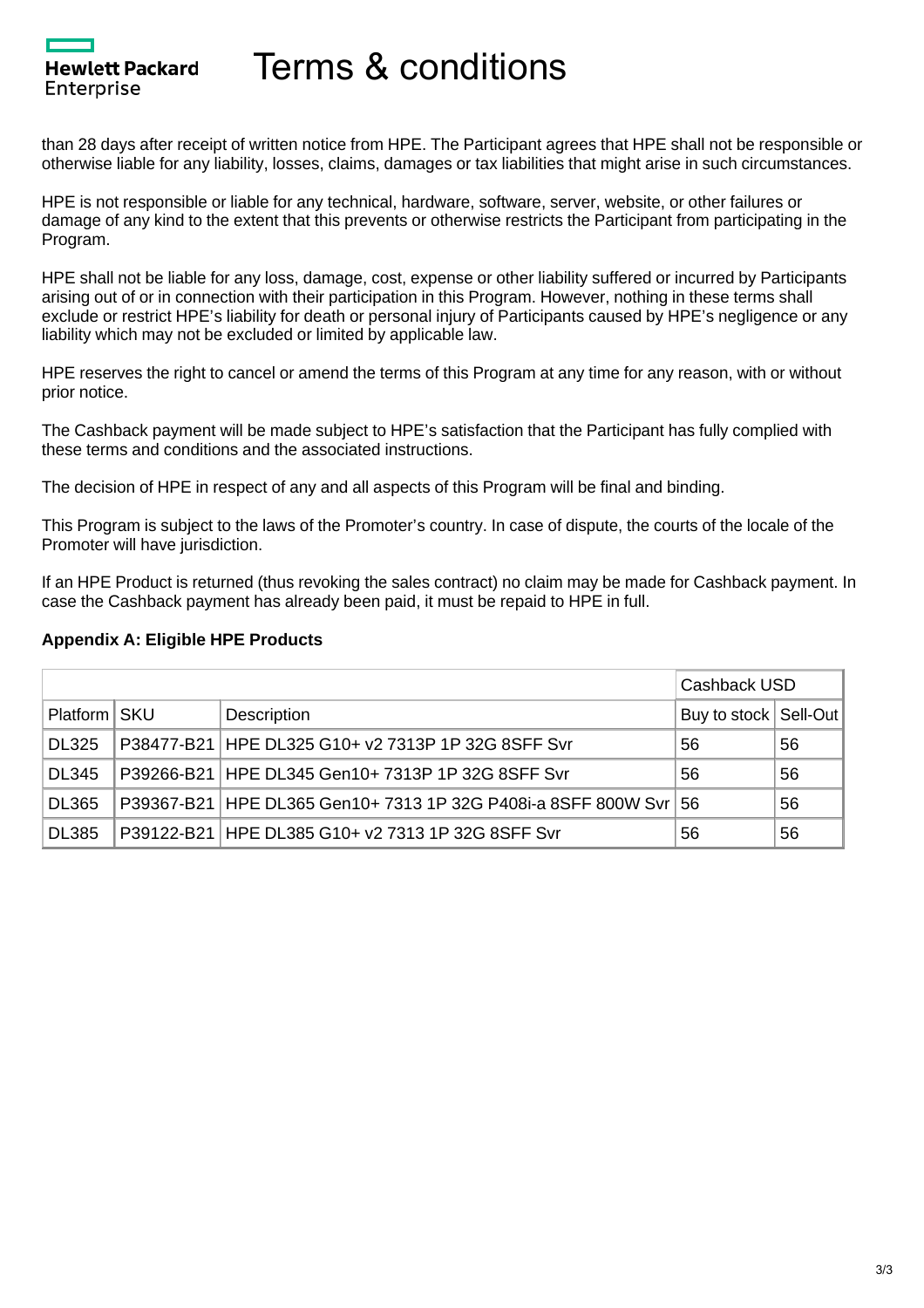than 28 days after receipt of written notice from HPE. The Participant agrees that HPE shall not be responsible or otherwise liable for any liability, losses, claims, damages or tax liabilities that might arise in such circumstances.

HPE is not responsible or liable for any technical, hardware, software, server, website, or other failures or damage of any kind to the extent that this prevents or otherwise restricts the Participant from participating in the Program.

HPE shall not be liable for any loss, damage, cost, expense or other liability suffered or incurred by Participants arising out of or in connection with their participation in this Program. However, nothing in these terms shall exclude or restrict HPE's liability for death or personal injury of Participants caused by HPE's negligence or any liability which may not be excluded or limited by applicable law.

HPE reserves the right to cancel or amend the terms of this Program at any time for any reason, with or without prior notice.

The Cashback payment will be made subject to HPE's satisfaction that the Participant has fully complied with these terms and conditions and the associated instructions.

The decision of HPE in respect of any and all aspects of this Program will be final and binding.

This Program is subject to the laws of the Promoter's country. In case of dispute, the courts of the locale of the Promoter will have jurisdiction.

If an HPE Product is returned (thus revoking the sales contract) no claim may be made for Cashback payment. In case the Cashback payment has already been paid, it must be repaid to HPE in full.

**Appendix A: Eligible HPE Products**

| | | | Cashback USD | |
|---|---|---|---|---|
| Platform | SKU | Description | Buy to stock | Sell-Out |
| DL325 | P38477-B21 | HPE DL325 G10+ v2 7313P 1P 32G 8SFF Svr | 56 | 56 |
| DL345 | P39266-B21 | HPE DL345 Gen10+ 7313P 1P 32G 8SFF Svr | 56 | 56 |
| DL365 | P39367-B21 | HPE DL365 Gen10+ 7313 1P 32G P408i-a 8SFF 800W Svr | 56 | 56 |
| DL385 | P39122-B21 | HPE DL385 G10+ v2 7313 1P 32G 8SFF Svr | 56 | 56 |